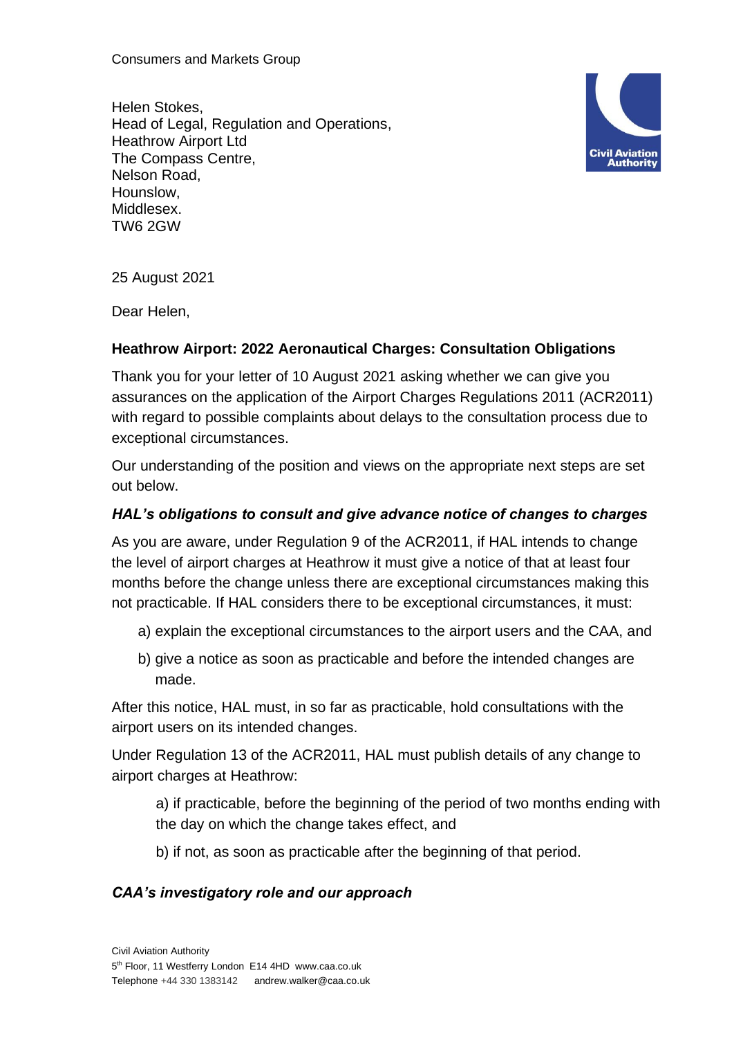Consumers and Markets Group

Helen Stokes,
Head of Legal, Regulation and Operations,
Heathrow Airport Ltd
The Compass Centre,
Nelson Road,
Hounslow,
Middlesex.
TW6 2GW

25 August 2021

Dear Helen,

**Heathrow Airport: 2022 Aeronautical Charges: Consultation Obligations**

Thank you for your letter of 10 August 2021 asking whether we can give you assurances on the application of the Airport Charges Regulations 2011 (ACR2011) with regard to possible complaints about delays to the consultation process due to exceptional circumstances.

Our understanding of the position and views on the appropriate next steps are set out below.

### *HAL's obligations to consult and give advance notice of changes to charges*

As you are aware, under Regulation 9 of the ACR2011, if HAL intends to change the level of airport charges at Heathrow it must give a notice of that at least four months before the change unless there are exceptional circumstances making this not practicable. If HAL considers there to be exceptional circumstances, it must:

a) explain the exceptional circumstances to the airport users and the CAA, and

b) give a notice as soon as practicable and before the intended changes are made.

After this notice, HAL must, in so far as practicable, hold consultations with the airport users on its intended changes.

Under Regulation 13 of the ACR2011, HAL must publish details of any change to airport charges at Heathrow:

a) if practicable, before the beginning of the period of two months ending with the day on which the change takes effect, and

b) if not, as soon as practicable after the beginning of that period.

### *CAA's investigatory role and our approach*

Civil Aviation Authority
5th Floor, 11 Westferry London E14 4HD www.caa.co.uk
Telephone +44 330 1383142 andrew.walker@caa.co.uk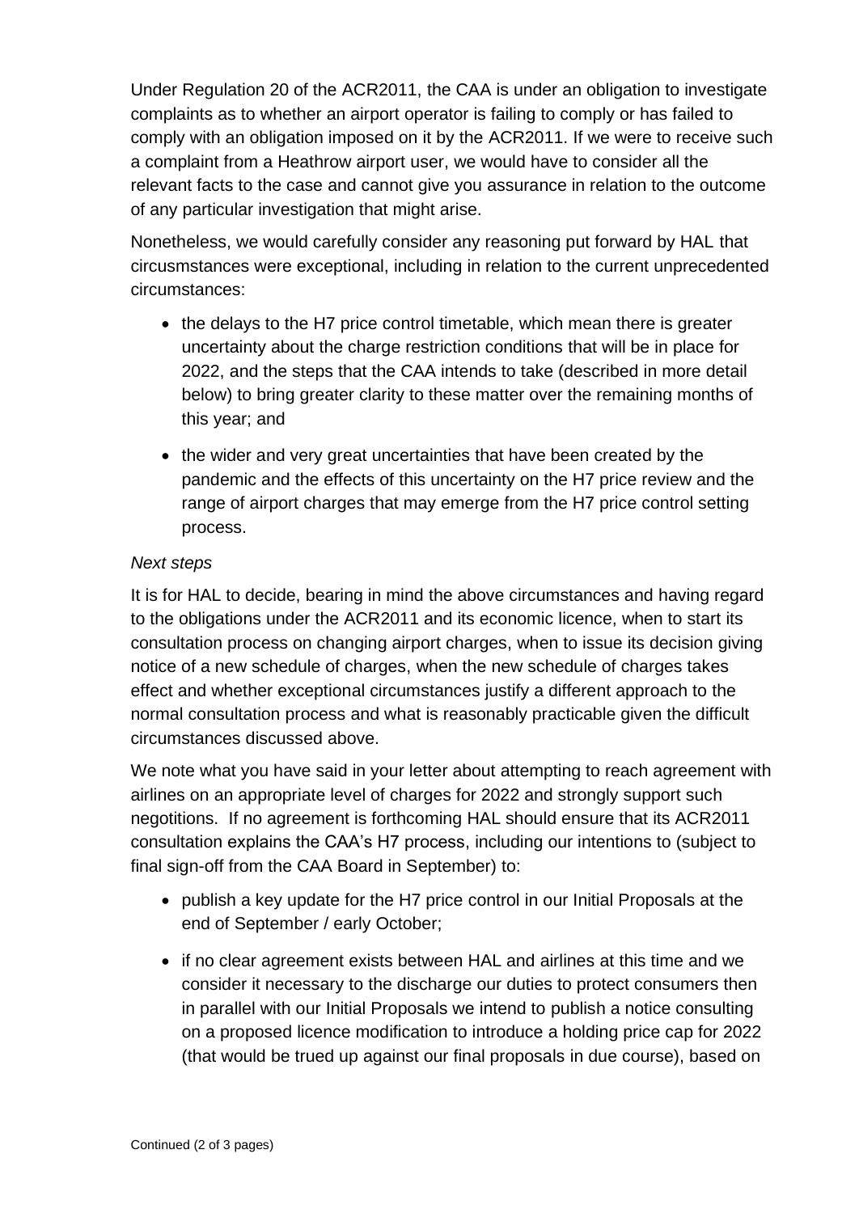Under Regulation 20 of the ACR2011, the CAA is under an obligation to investigate complaints as to whether an airport operator is failing to comply or has failed to comply with an obligation imposed on it by the ACR2011. If we were to receive such a complaint from a Heathrow airport user, we would have to consider all the relevant facts to the case and cannot give you assurance in relation to the outcome of any particular investigation that might arise.

Nonetheless, we would carefully consider any reasoning put forward by HAL that circusmstances were exceptional, including in relation to the current unprecedented circumstances:

- the delays to the H7 price control timetable, which mean there is greater uncertainty about the charge restriction conditions that will be in place for 2022, and the steps that the CAA intends to take (described in more detail below) to bring greater clarity to these matter over the remaining months of this year; and
- the wider and very great uncertainties that have been created by the pandemic and the effects of this uncertainty on the H7 price review and the range of airport charges that may emerge from the H7 price control setting process.

*Next steps*

It is for HAL to decide, bearing in mind the above circumstances and having regard to the obligations under the ACR2011 and its economic licence, when to start its consultation process on changing airport charges, when to issue its decision giving notice of a new schedule of charges, when the new schedule of charges takes effect and whether exceptional circumstances justify a different approach to the normal consultation process and what is reasonably practicable given the difficult circumstances discussed above.

We note what you have said in your letter about attempting to reach agreement with airlines on an appropriate level of charges for 2022 and strongly support such negotitions. If no agreement is forthcoming HAL should ensure that its ACR2011 consultation explains the CAA's H7 process, including our intentions to (subject to final sign-off from the CAA Board in September) to:

- publish a key update for the H7 price control in our Initial Proposals at the end of September / early October;
- if no clear agreement exists between HAL and airlines at this time and we consider it necessary to the discharge our duties to protect consumers then in parallel with our Initial Proposals we intend to publish a notice consulting on a proposed licence modification to introduce a holding price cap for 2022 (that would be trued up against our final proposals in due course), based on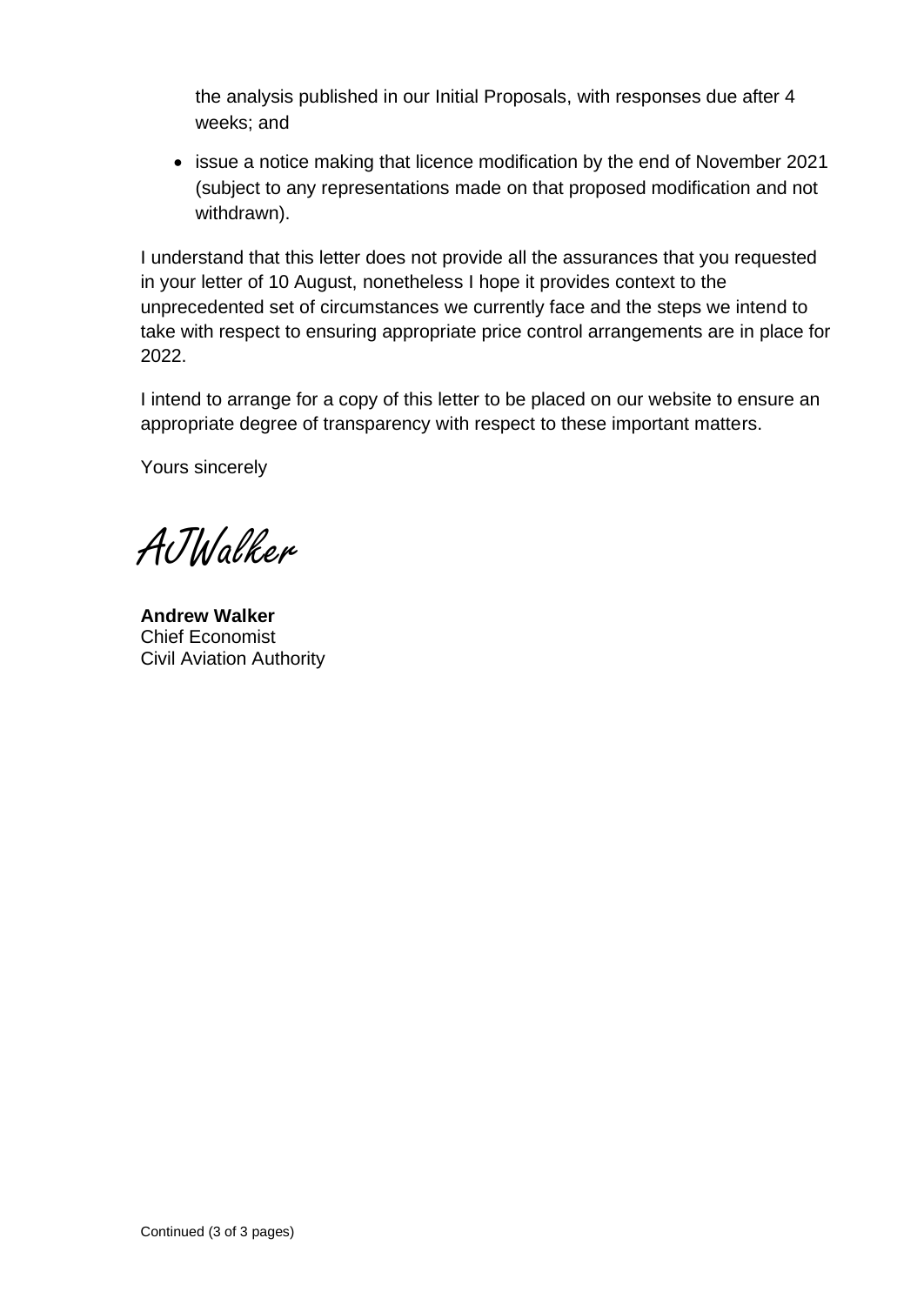the analysis published in our Initial Proposals, with responses due after 4 weeks; and

- issue a notice making that licence modification by the end of November 2021 (subject to any representations made on that proposed modification and not withdrawn).

I understand that this letter does not provide all the assurances that you requested in your letter of 10 August, nonetheless I hope it provides context to the unprecedented set of circumstances we currently face and the steps we intend to take with respect to ensuring appropriate price control arrangements are in place for 2022.

I intend to arrange for a copy of this letter to be placed on our website to ensure an appropriate degree of transparency with respect to these important matters.

Yours sincerely

AJWalker

**Andrew Walker**
Chief Economist
Civil Aviation Authority